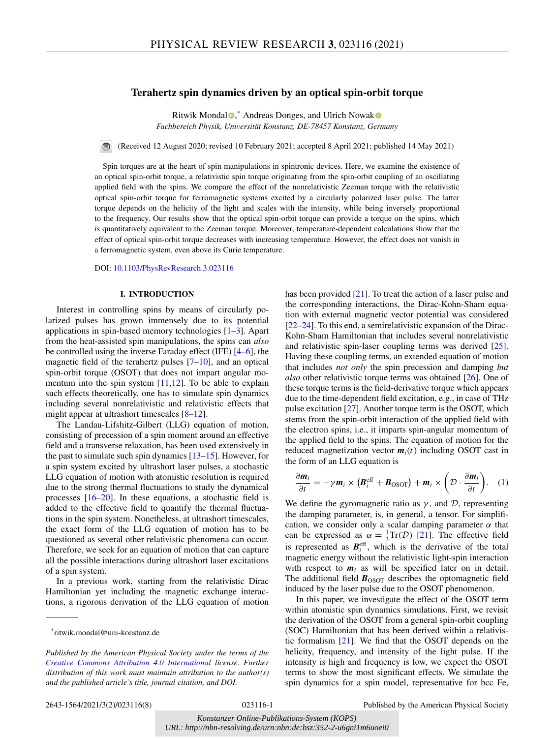# Terahertz spin dynamics driven by an optical spin-orbit torque

Ritwik Mondal,* Andreas Donges, and Ulrich Nowak

*Fachbereich Physik, Universität Konstanz, DE-78457 Konstanz, Germany*

(Received 12 August 2020; revised 10 February 2021; accepted 8 April 2021; published 14 May 2021)

Spin torques are at the heart of spin manipulations in spintronic devices. Here, we examine the existence of an optical spin-orbit torque, a relativistic spin torque originating from the spin-orbit coupling of an oscillating applied field with the spins. We compare the effect of the nonrelativistic Zeeman torque with the relativistic optical spin-orbit torque for ferromagnetic systems excited by a circularly polarized laser pulse. The latter torque depends on the helicity of the light and scales with the intensity, while being inversely proportional to the frequency. Our results show that the optical spin-orbit torque can provide a torque on the spins, which is quantitatively equivalent to the Zeeman torque. Moreover, temperature-dependent calculations show that the effect of optical spin-orbit torque decreases with increasing temperature. However, the effect does not vanish in a ferromagnetic system, even above its Curie temperature.

DOI: 10.1103/PhysRevResearch.3.023116

## I. INTRODUCTION

Interest in controlling spins by means of circularly polarized pulses has grown immensely due to its potential applications in spin-based memory technologies [1–3]. Apart from the heat-assisted spin manipulations, the spins can *also* be controlled using the inverse Faraday effect (IFE) [4–6], the magnetic field of the terahertz pulses [7–10], and an optical spin-orbit torque (OSOT) that does not impart angular momentum into the spin system [11,12]. To be able to explain such effects theoretically, one has to simulate spin dynamics including several nonrelativistic and relativistic effects that might appear at ultrashort timescales [8–12].

The Landau-Lifshitz-Gilbert (LLG) equation of motion, consisting of precession of a spin moment around an effective field and a transverse relaxation, has been used extensively in the past to simulate such spin dynamics [13–15]. However, for a spin system excited by ultrashort laser pulses, a stochastic LLG equation of motion with atomistic resolution is required due to the strong thermal fluctuations to study the dynamical processes [16–20]. In these equations, a stochastic field is added to the effective field to quantify the thermal fluctuations in the spin system. Nonetheless, at ultrashort timescales, the exact form of the LLG equation of motion has to be questioned as several other relativistic phenomena can occur. Therefore, we seek for an equation of motion that can capture all the possible interactions during ultrashort laser excitations of a spin system.

In a previous work, starting from the relativistic Dirac Hamiltonian yet including the magnetic exchange interactions, a rigorous derivation of the LLG equation of motion has been provided [21]. To treat the action of a laser pulse and the corresponding interactions, the Dirac-Kohn-Sham equation with external magnetic vector potential was considered [22–24]. To this end, a semirelativistic expansion of the Dirac-Kohn-Sham Hamiltonian that includes several nonrelativistic and relativistic spin-laser coupling terms was derived [25]. Having these coupling terms, an extended equation of motion that includes *not only* the spin precession and damping *but also* other relativistic torque terms was obtained [26]. One of these torque terms is the field-derivative torque which appears due to the time-dependent field excitation, e.g., in case of THz pulse excitation [27]. Another torque term is the OSOT, which stems from the spin-orbit interaction of the applied field with the electron spins, i.e., it imparts spin-angular momentum of the applied field to the spins. The equation of motion for the reduced magnetization vector $\boldsymbol{m}_i(t)$ including OSOT cast in the form of an LLG equation is

$$\frac{\partial \boldsymbol{m}_i}{\partial t} = -\gamma \boldsymbol{m}_i \times \left(\boldsymbol{B}_i^{\mathrm{eff}} + \boldsymbol{B}_{\mathrm{OSOT}}\right) + \boldsymbol{m}_i \times \left(\mathcal{D} \cdot \frac{\partial \boldsymbol{m}_i}{\partial t}\right). \quad (1)$$

We define the gyromagnetic ratio as $\gamma$, and $\mathcal{D}$, representing the damping parameter, is, in general, a tensor. For simplification, we consider only a scalar damping parameter $\alpha$ that can be expressed as $\alpha = \frac{1}{3}\mathrm{Tr}(\mathcal{D})$ [21]. The effective field is represented as $\boldsymbol{B}_i^{\mathrm{eff}}$, which is the derivative of the total magnetic energy without the relativistic light-spin interaction with respect to $\boldsymbol{m}_i$ as will be specified later on in detail. The additional field $\boldsymbol{B}_{\mathrm{OSOT}}$ describes the optomagnetic field induced by the laser pulse due to the OSOT phenomenon.

In this paper, we investigate the effect of the OSOT term within atomistic spin dynamics simulations. First, we revisit the derivation of the OSOT from a general spin-orbit coupling (SOC) Hamiltonian that has been derived within a relativistic formalism [21]. We find that the OSOT depends on the helicity, frequency, and intensity of the light pulse. If the intensity is high and frequency is low, we expect the OSOT terms to show the most significant effects. We simulate the spin dynamics for a spin model, representative for bcc Fe,

*ritwik.mondal@uni-konstanz.de

*Published by the American Physical Society under the terms of the Creative Commons Attribution 4.0 International license. Further distribution of this work must maintain attribution to the author(s) and the published article's title, journal citation, and DOI.*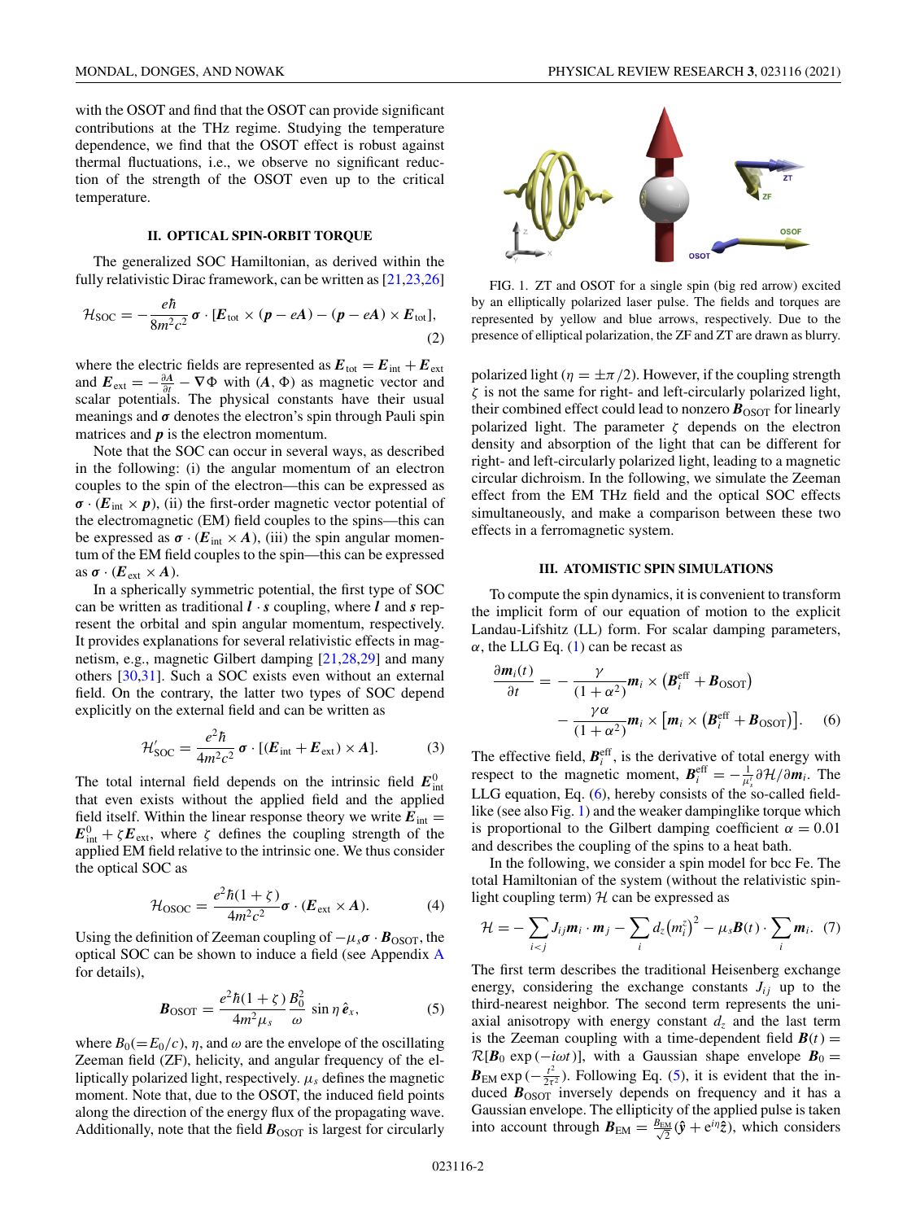with the OSOT and find that the OSOT can provide significant contributions at the THz regime. Studying the temperature dependence, we find that the OSOT effect is robust against thermal fluctuations, i.e., we observe no significant reduction of the strength of the OSOT even up to the critical temperature.

## II. OPTICAL SPIN-ORBIT TORQUE

The generalized SOC Hamiltonian, as derived within the fully relativistic Dirac framework, can be written as [21,23,26]

$$\mathcal{H}_{\rm SOC} = -\frac{e\hbar}{8m^2c^2}\,\boldsymbol{\sigma}\cdot[\boldsymbol{E}_{\rm tot}\times(\boldsymbol{p}-e\boldsymbol{A}) - (\boldsymbol{p}-e\boldsymbol{A})\times\boldsymbol{E}_{\rm tot}], \tag{2}$$

where the electric fields are represented as $\boldsymbol{E}_{\rm tot} = \boldsymbol{E}_{\rm int} + \boldsymbol{E}_{\rm ext}$ and $\boldsymbol{E}_{\rm ext} = -\frac{\partial \boldsymbol{A}}{\partial t} - \nabla\Phi$ with $(\boldsymbol{A},\Phi)$ as magnetic vector and scalar potentials. The physical constants have their usual meanings and $\boldsymbol{\sigma}$ denotes the electron's spin through Pauli spin matrices and $\boldsymbol{p}$ is the electron momentum.

Note that the SOC can occur in several ways, as described in the following: (i) the angular momentum of an electron couples to the spin of the electron—this can be expressed as $\boldsymbol{\sigma}\cdot(\boldsymbol{E}_{\rm int}\times\boldsymbol{p})$, (ii) the first-order magnetic vector potential of the electromagnetic (EM) field couples to the spins—this can be expressed as $\boldsymbol{\sigma}\cdot(\boldsymbol{E}_{\rm int}\times\boldsymbol{A})$, (iii) the spin angular momentum of the EM field couples to the spin—this can be expressed as $\boldsymbol{\sigma}\cdot(\boldsymbol{E}_{\rm ext}\times\boldsymbol{A})$.

In a spherically symmetric potential, the first type of SOC can be written as traditional $\boldsymbol{l}\cdot\boldsymbol{s}$ coupling, where $\boldsymbol{l}$ and $\boldsymbol{s}$ represent the orbital and spin angular momentum, respectively. It provides explanations for several relativistic effects in magnetism, e.g., magnetic Gilbert damping [21,28,29] and many others [30,31]. Such a SOC exists even without an external field. On the contrary, the latter two types of SOC depend explicitly on the external field and can be written as

$$\mathcal{H}'_{\rm SOC} = \frac{e^2\hbar}{4m^2c^2}\,\boldsymbol{\sigma}\cdot[(\boldsymbol{E}_{\rm int}+\boldsymbol{E}_{\rm ext})\times\boldsymbol{A}]. \tag{3}$$

The total internal field depends on the intrinsic field $\boldsymbol{E}^0_{\rm int}$ that even exists without the applied field and the applied field itself. Within the linear response theory we write $\boldsymbol{E}_{\rm int} = \boldsymbol{E}^0_{\rm int} + \zeta\boldsymbol{E}_{\rm ext}$, where $\zeta$ defines the coupling strength of the applied EM field relative to the intrinsic one. We thus consider the optical SOC as

$$\mathcal{H}_{\rm OSOC} = \frac{e^2\hbar(1+\zeta)}{4m^2c^2}\boldsymbol{\sigma}\cdot(\boldsymbol{E}_{\rm ext}\times\boldsymbol{A}). \tag{4}$$

Using the definition of Zeeman coupling of $-\mu_s\boldsymbol{\sigma}\cdot\boldsymbol{B}_{\rm OSOT}$, the optical SOC can be shown to induce a field (see Appendix A for details),

$$\boldsymbol{B}_{\rm OSOT} = \frac{e^2\hbar(1+\zeta)}{4m^2\mu_s}\frac{B_0^2}{\omega}\sin\eta\,\hat{\boldsymbol{e}}_x, \tag{5}$$

where $B_0(=E_0/c)$, $\eta$, and $\omega$ are the envelope of the oscillating Zeeman field (ZF), helicity, and angular frequency of the elliptically polarized light, respectively. $\mu_s$ defines the magnetic moment. Note that, due to the OSOT, the induced field points along the direction of the energy flux of the propagating wave. Additionally, note that the field $\boldsymbol{B}_{\rm OSOT}$ is largest for circularly polarized light ($\eta = \pm\pi/2$). However, if the coupling strength $\zeta$ is not the same for right- and left-circularly polarized light, their combined effect could lead to nonzero $\boldsymbol{B}_{\rm OSOT}$ for linearly polarized light. The parameter $\zeta$ depends on the electron density and absorption of the light that can be different for right- and left-circularly polarized light, leading to a magnetic circular dichroism. In the following, we simulate the Zeeman effect from the EM THz field and the optical SOC effects simultaneously, and make a comparison between these two effects in a ferromagnetic system.

FIG. 1. ZT and OSOT for a single spin (big red arrow) excited by an elliptically polarized laser pulse. The fields and torques are represented by yellow and blue arrows, respectively. Due to the presence of elliptical polarization, the ZF and ZT are drawn as blurry.

## III. ATOMISTIC SPIN SIMULATIONS

To compute the spin dynamics, it is convenient to transform the implicit form of our equation of motion to the explicit Landau-Lifshitz (LL) form. For scalar damping parameters, $\alpha$, the LLG Eq. (1) can be recast as

$$\begin{aligned}\frac{\partial \boldsymbol{m}_i(t)}{\partial t} = &-\frac{\gamma}{(1+\alpha^2)}\boldsymbol{m}_i\times\left(\boldsymbol{B}_i^{\rm eff}+\boldsymbol{B}_{\rm OSOT}\right)\\ &-\frac{\gamma\alpha}{(1+\alpha^2)}\boldsymbol{m}_i\times\left[\boldsymbol{m}_i\times\left(\boldsymbol{B}_i^{\rm eff}+\boldsymbol{B}_{\rm OSOT}\right)\right].\end{aligned} \tag{6}$$

The effective field, $\boldsymbol{B}_i^{\rm eff}$, is the derivative of total energy with respect to the magnetic moment, $\boldsymbol{B}_i^{\rm eff} = -\frac{1}{\mu_s}\partial\mathcal{H}/\partial\boldsymbol{m}_i$. The LLG equation, Eq. (6), hereby consists of the so-called field-like (see also Fig. 1) and the weaker dampinglike torque which is proportional to the Gilbert damping coefficient $\alpha = 0.01$ and describes the coupling of the spins to a heat bath.

In the following, we consider a spin model for bcc Fe. The total Hamiltonian of the system (without the relativistic spin-light coupling term) $\mathcal{H}$ can be expressed as

$$\mathcal{H} = -\sum_{i<j}J_{ij}\boldsymbol{m}_i\cdot\boldsymbol{m}_j - \sum_i d_z\left(m_i^z\right)^2 - \mu_s\boldsymbol{B}(t)\cdot\sum_i\boldsymbol{m}_i. \tag{7}$$

The first term describes the traditional Heisenberg exchange energy, considering the exchange constants $J_{ij}$ up to the third-nearest neighbor. The second term represents the uniaxial anisotropy with energy constant $d_z$ and the last term is the Zeeman coupling with a time-dependent field $\boldsymbol{B}(t) = \mathcal{R}[\boldsymbol{B}_0\exp(-i\omega t)]$, with a Gaussian shape envelope $\boldsymbol{B}_0 = \boldsymbol{B}_{\rm EM}\exp(-\frac{t^2}{2\tau^2})$. Following Eq. (5), it is evident that the induced $\boldsymbol{B}_{\rm OSOT}$ inversely depends on frequency and it has a Gaussian envelope. The ellipticity of the applied pulse is taken into account through $\boldsymbol{B}_{\rm EM} = \frac{B_{\rm EM}}{\sqrt{2}}(\hat{\boldsymbol{y}} + e^{i\eta}\hat{\boldsymbol{z}})$, which considers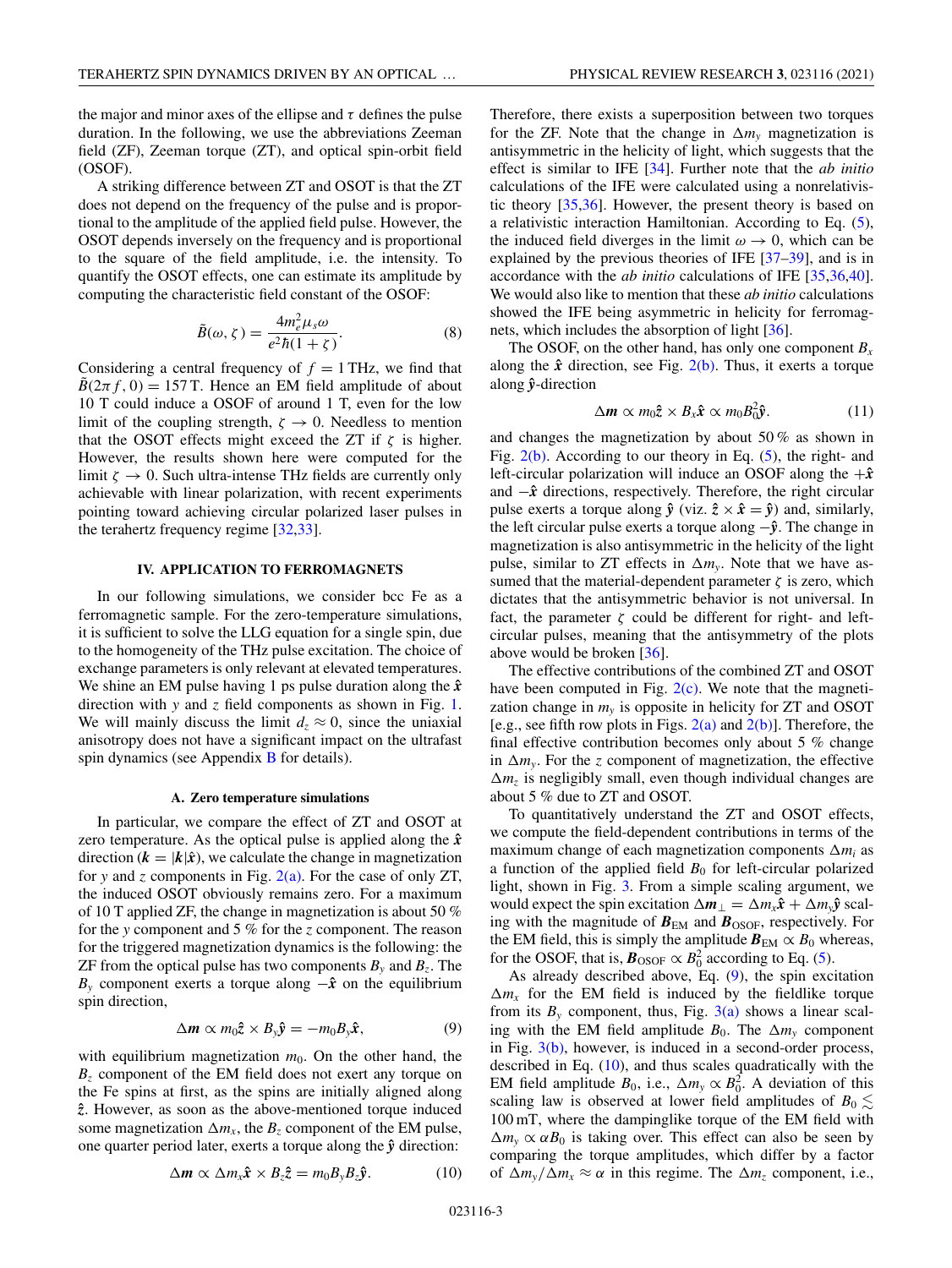the major and minor axes of the ellipse and $\tau$ defines the pulse duration. In the following, we use the abbreviations Zeeman field (ZF), Zeeman torque (ZT), and optical spin-orbit field (OSOF).

A striking difference between ZT and OSOT is that the ZT does not depend on the frequency of the pulse and is proportional to the amplitude of the applied field pulse. However, the OSOT depends inversely on the frequency and is proportional to the square of the field amplitude, i.e. the intensity. To quantify the OSOT effects, one can estimate its amplitude by computing the characteristic field constant of the OSOF:

$$\tilde{B}(\omega, \zeta) = \frac{4m_e^2 \mu_s \omega}{e^2 \hbar (1+\zeta)}. \tag{8}$$

Considering a central frequency of $f = 1$ THz, we find that $\tilde{B}(2\pi f, 0) = 157$ T. Hence an EM field amplitude of about 10 T could induce a OSOF of around 1 T, even for the low limit of the coupling strength, $\zeta \to 0$. Needless to mention that the OSOT effects might exceed the ZT if $\zeta$ is higher. However, the results shown here were computed for the limit $\zeta \to 0$. Such ultra-intense THz fields are currently only achievable with linear polarization, with recent experiments pointing toward achieving circular polarized laser pulses in the terahertz frequency regime [32,33].

## IV. APPLICATION TO FERROMAGNETS

In our following simulations, we consider bcc Fe as a ferromagnetic sample. For the zero-temperature simulations, it is sufficient to solve the LLG equation for a single spin, due to the homogeneity of the THz pulse excitation. The choice of exchange parameters is only relevant at elevated temperatures. We shine an EM pulse having 1 ps pulse duration along the $\hat{\boldsymbol{x}}$ direction with $y$ and $z$ field components as shown in Fig. 1. We will mainly discuss the limit $d_z \approx 0$, since the uniaxial anisotropy does not have a significant impact on the ultrafast spin dynamics (see Appendix B for details).

### A. Zero temperature simulations

In particular, we compare the effect of ZT and OSOT at zero temperature. As the optical pulse is applied along the $\hat{\boldsymbol{x}}$ direction ($\boldsymbol{k} = |\boldsymbol{k}|\hat{\boldsymbol{x}}$), we calculate the change in magnetization for $y$ and $z$ components in Fig. 2(a). For the case of only ZT, the induced OSOT obviously remains zero. For a maximum of 10 T applied ZF, the change in magnetization is about 50 % for the $y$ component and 5 % for the $z$ component. The reason for the triggered magnetization dynamics is the following: the ZF from the optical pulse has two components $B_y$ and $B_z$. The $B_y$ component exerts a torque along $-\hat{\boldsymbol{x}}$ on the equilibrium spin direction,

$$\Delta \boldsymbol{m} \propto m_0 \hat{\boldsymbol{z}} \times B_y \hat{\boldsymbol{y}} = -m_0 B_y \hat{\boldsymbol{x}}, \tag{9}$$

with equilibrium magnetization $m_0$. On the other hand, the $B_z$ component of the EM field does not exert any torque on the Fe spins at first, as the spins are initially aligned along $\hat{\boldsymbol{z}}$. However, as soon as the above-mentioned torque induced some magnetization $\Delta m_x$, the $B_z$ component of the EM pulse, one quarter period later, exerts a torque along the $\hat{\boldsymbol{y}}$ direction:

$$\Delta \boldsymbol{m} \propto \Delta m_x \hat{\boldsymbol{x}} \times B_z \hat{\boldsymbol{z}} = m_0 B_y B_z \hat{\boldsymbol{y}}. \tag{10}$$

Therefore, there exists a superposition between two torques for the ZF. Note that the change in $\Delta m_y$ magnetization is antisymmetric in the helicity of light, which suggests that the effect is similar to IFE [34]. Further note that the *ab initio* calculations of the IFE were calculated using a nonrelativistic theory [35,36]. However, the present theory is based on a relativistic interaction Hamiltonian. According to Eq. (5), the induced field diverges in the limit $\omega \to 0$, which can be explained by the previous theories of IFE [37–39], and is in accordance with the *ab initio* calculations of IFE [35,36,40]. We would also like to mention that these *ab initio* calculations showed the IFE being asymmetric in helicity for ferromagnets, which includes the absorption of light [36].

The OSOF, on the other hand, has only one component $B_x$ along the $\hat{\boldsymbol{x}}$ direction, see Fig. 2(b). Thus, it exerts a torque along $\hat{\boldsymbol{y}}$-direction

$$\Delta \boldsymbol{m} \propto m_0 \hat{\boldsymbol{z}} \times B_x \hat{\boldsymbol{x}} \propto m_0 B_0^2 \hat{\boldsymbol{y}}. \tag{11}$$

and changes the magnetization by about 50 % as shown in Fig. 2(b). According to our theory in Eq. (5), the right- and left-circular polarization will induce an OSOF along the $+\hat{\boldsymbol{x}}$ and $-\hat{\boldsymbol{x}}$ directions, respectively. Therefore, the right circular pulse exerts a torque along $\hat{\boldsymbol{y}}$ (viz. $\hat{\boldsymbol{z}} \times \hat{\boldsymbol{x}} = \hat{\boldsymbol{y}}$) and, similarly, the left circular pulse exerts a torque along $-\hat{\boldsymbol{y}}$. The change in magnetization is also antisymmetric in the helicity of the light pulse, similar to ZT effects in $\Delta m_y$. Note that we have assumed that the material-dependent parameter $\zeta$ is zero, which dictates that the antisymmetric behavior is not universal. In fact, the parameter $\zeta$ could be different for right- and left-circular pulses, meaning that the antisymmetry of the plots above would be broken [36].

The effective contributions of the combined ZT and OSOT have been computed in Fig. 2(c). We note that the magnetization change in $m_y$ is opposite in helicity for ZT and OSOT [e.g., see fifth row plots in Figs. 2(a) and 2(b)]. Therefore, the final effective contribution becomes only about 5 % change in $\Delta m_y$. For the $z$ component of magnetization, the effective $\Delta m_z$ is negligibly small, even though individual changes are about 5 % due to ZT and OSOT.

To quantitatively understand the ZT and OSOT effects, we compute the field-dependent contributions in terms of the maximum change of each magnetization components $\Delta m_i$ as a function of the applied field $B_0$ for left-circular polarized light, shown in Fig. 3. From a simple scaling argument, we would expect the spin excitation $\Delta \boldsymbol{m}_\perp = \Delta m_x \hat{\boldsymbol{x}} + \Delta m_y \hat{\boldsymbol{y}}$ scaling with the magnitude of $\boldsymbol{B}_{\text{EM}}$ and $\boldsymbol{B}_{\text{OSOF}}$, respectively. For the EM field, this is simply the amplitude $\boldsymbol{B}_{\text{EM}} \propto B_0$ whereas, for the OSOF, that is, $\boldsymbol{B}_{\text{OSOF}} \propto B_0^2$ according to Eq. (5).

As already described above, Eq. (9), the spin excitation $\Delta m_x$ for the EM field is induced by the fieldlike torque from its $B_y$ component, thus, Fig. 3(a) shows a linear scaling with the EM field amplitude $B_0$. The $\Delta m_y$ component in Fig. 3(b), however, is induced in a second-order process, described in Eq. (10), and thus scales quadratically with the EM field amplitude $B_0$, i.e., $\Delta m_y \propto B_0^2$. A deviation of this scaling law is observed at lower field amplitudes of $B_0 \lesssim 100$ mT, where the dampinglike torque of the EM field with $\Delta m_y \propto \alpha B_0$ is taking over. This effect can also be seen by comparing the torque amplitudes, which differ by a factor of $\Delta m_y / \Delta m_x \approx \alpha$ in this regime. The $\Delta m_z$ component, i.e.,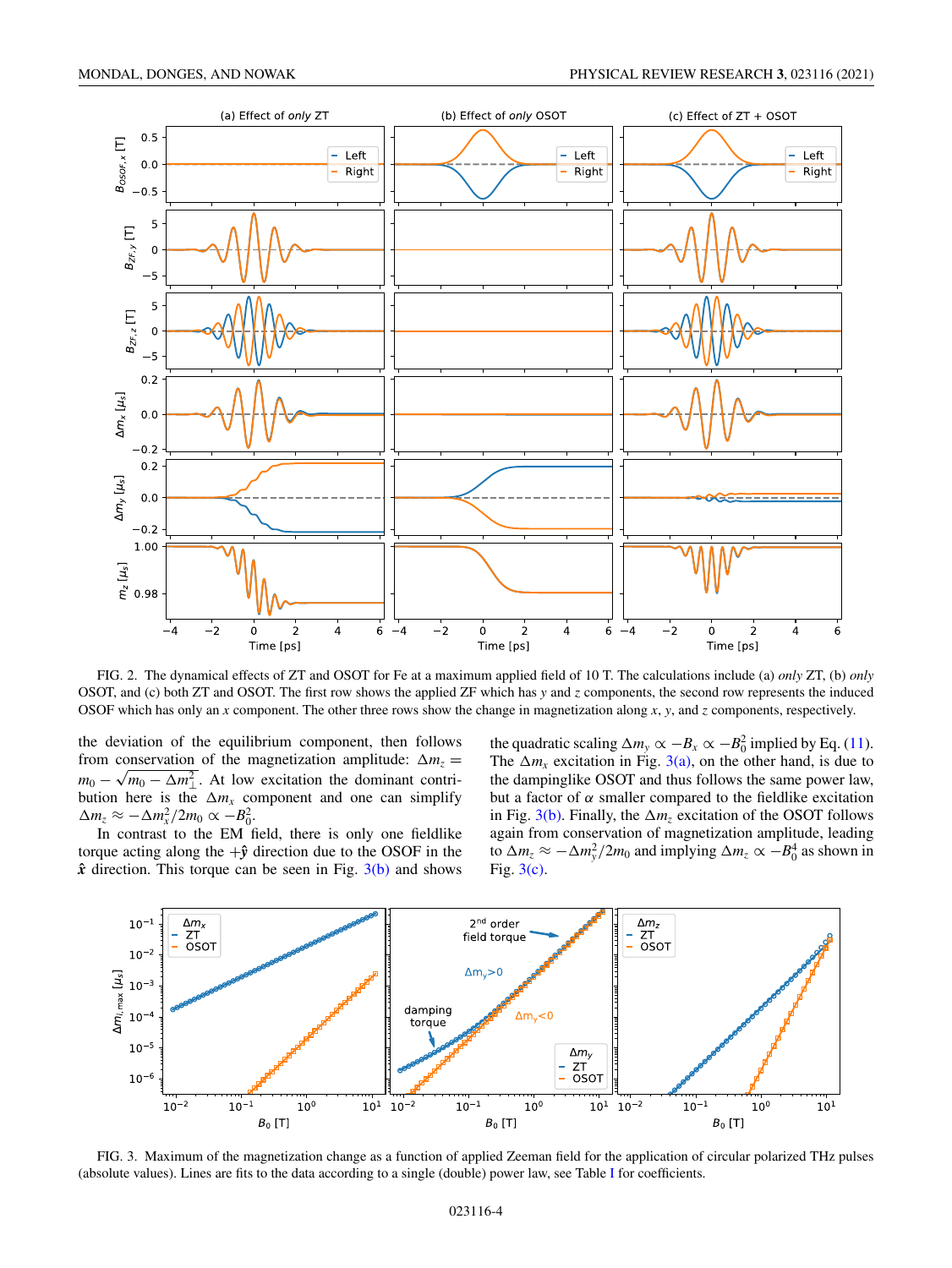FIG. 2. The dynamical effects of ZT and OSOT for Fe at a maximum applied field of 10 T. The calculations include (a) *only* ZT, (b) *only* OSOT, and (c) both ZT and OSOT. The first row shows the applied ZF which has $y$ and $z$ components, the second row represents the induced OSOF which has only an $x$ component. The other three rows show the change in magnetization along $x$, $y$, and $z$ components, respectively.

the deviation of the equilibrium component, then follows from conservation of the magnetization amplitude: $\Delta m_z = m_0 - \sqrt{m_0 - \Delta m_\perp^2}$. At low excitation the dominant contribution here is the $\Delta m_x$ component and one can simplify $\Delta m_z \approx -\Delta m_x^2/2m_0 \propto -B_0^2$.

In contrast to the EM field, there is only one fieldlike torque acting along the $+\hat{\mathbf{y}}$ direction due to the OSOF in the $\hat{\mathbf{x}}$ direction. This torque can be seen in Fig. 3(b) and shows the quadratic scaling $\Delta m_y \propto -B_x \propto -B_0^2$ implied by Eq. (11). The $\Delta m_x$ excitation in Fig. 3(a), on the other hand, is due to the dampinglike OSOT and thus follows the same power law, but a factor of $\alpha$ smaller compared to the fieldlike excitation in Fig. 3(b). Finally, the $\Delta m_z$ excitation of the OSOT follows again from conservation of magnetization amplitude, leading to $\Delta m_z \approx -\Delta m_y^2/2m_0$ and implying $\Delta m_z \propto -B_0^4$ as shown in Fig. 3(c).

FIG. 3. Maximum of the magnetization change as a function of applied Zeeman field for the application of circular polarized THz pulses (absolute values). Lines are fits to the data according to a single (double) power law, see Table I for coefficients.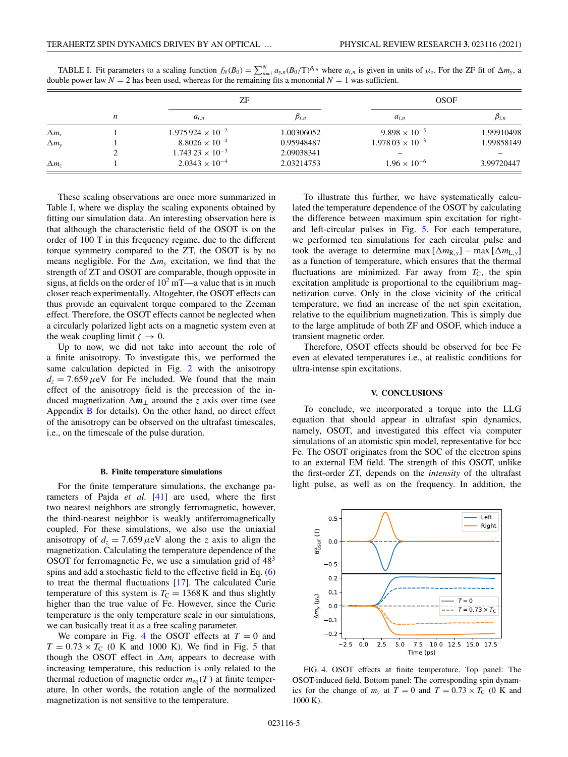TABLE I. Fit parameters to a scaling function $f_N(B_0) = \sum_{n=1}^{N} a_{y,n}(B_0/\mathrm{T})^{\beta_{i,n}}$ where $a_{i,n}$ is given in units of $\mu_s$. For the ZF fit of $\Delta m_y$, a double power law $N = 2$ has been used, whereas for the remaining fits a monomial $N = 1$ was sufficient.

| | $n$ | ZF | | OSOF | |
|---|---|---|---|---|---|
| | | $a_{i,n}$ | $\beta_{i,n}$ | $a_{i,n}$ | $\beta_{i,n}$ |
| $\Delta m_x$ | 1 | $1.975\,924 \times 10^{-2}$ | 1.00306052 | $9.898 \times 10^{-5}$ | 1.99910498 |
| $\Delta m_y$ | 1 | $8.8026 \times 10^{-4}$ | 0.95948487 | $1.978\,03 \times 10^{-3}$ | 1.99858149 |
| | 2 | $1.743\,23 \times 10^{-3}$ | 2.09038341 | – | – |
| $\Delta m_z$ | 1 | $2.0343 \times 10^{-4}$ | 2.03214753 | $1.96 \times 10^{-6}$ | 3.99720447 |

These scaling observations are once more summarized in Table I, where we display the scaling exponents obtained by fitting our simulation data. An interesting observation here is that although the characteristic field of the OSOT is on the order of 100 T in this frequency regime, due to the different torque symmetry compared to the ZT, the OSOT is by no means negligible. For the $\Delta m_y$ excitation, we find that the strength of ZT and OSOT are comparable, though opposite in signs, at fields on the order of $10^2$ mT—a value that is in much closer reach experimentally. Altogehter, the OSOT effects can thus provide an equivalent torque compared to the Zeeman effect. Therefore, the OSOT effects cannot be neglected when a circularly polarized light acts on a magnetic system even at the weak coupling limit $\zeta \rightarrow 0$.

Up to now, we did not take into account the role of a finite anisotropy. To investigate this, we performed the same calculation depicted in Fig. 2 with the anisotropy $d_z = 7.659\,\mu$eV for Fe included. We found that the main effect of the anisotropy field is the precession of the induced magnetization $\Delta \boldsymbol{m}_\perp$ around the $z$ axis over time (see Appendix B for details). On the other hand, no direct effect of the anisotropy can be observed on the ultrafast timescales, i.e., on the timescale of the pulse duration.

### B. Finite temperature simulations

For the finite temperature simulations, the exchange parameters of Pajda *et al.* [41] are used, where the first two nearest neighbors are strongly ferromagnetic, however, the third-nearest neighbor is weakly antiferromagnetically coupled. For these simulations, we also use the uniaxial anisotropy of $d_z = 7.659\,\mu$eV along the $z$ axis to align the magnetization. Calculating the temperature dependence of the OSOT for ferromagnetic Fe, we use a simulation grid of $48^3$ spins and add a stochastic field to the effective field in Eq. (6) to treat the thermal fluctuations [17]. The calculated Curie temperature of this system is $T_C = 1368$ K and thus slightly higher than the true value of Fe. However, since the Curie temperature is the only temperature scale in our simulations, we can basically treat it as a free scaling parameter.

We compare in Fig. 4 the OSOT effects at $T = 0$ and $T = 0.73 \times T_C$ (0 K and 1000 K). We find in Fig. 5 that though the OSOT effect in $\Delta m_i$ appears to decrease with increasing temperature, this reduction is only related to the thermal reduction of magnetic order $m_{\mathrm{eq}}(T)$ at finite temperature. In other words, the rotation angle of the normalized magnetization is not sensitive to the temperature.

To illustrate this further, we have systematically calculated the temperature dependence of the OSOT by calculating the difference between maximum spin excitation for right- and left-circular pulses in Fig. 5. For each temperature, we performed ten simulations for each circular pulse and took the average to determine $\max[\Delta m_{\mathrm{R},y}] - \max[\Delta m_{\mathrm{L},y}]$ as a function of temperature, which ensures that the thermal fluctuations are minimized. Far away from $T_C$, the spin excitation amplitude is proportional to the equilibrium magnetization curve. Only in the close vicinity of the critical temperature, we find an increase of the net spin excitation, relative to the equilibrium magnetization. This is simply due to the large amplitude of both ZF and OSOF, which induce a transient magnetic order.

Therefore, OSOT effects should be observed for bcc Fe even at elevated temperatures i.e., at realistic conditions for ultra-intense spin excitations.

## V. CONCLUSIONS

To conclude, we incorporated a torque into the LLG equation that should appear in ultrafast spin dynamics, namely, OSOT, and investigated this effect via computer simulations of an atomistic spin model, representative for bcc Fe. The OSOT originates from the SOC of the electron spins to an external EM field. The strength of this OSOT, unlike the first-order ZT, depends on the *intensity* of the ultrafast light pulse, as well as on the frequency. In addition, the

FIG. 4. OSOT effects at finite temperature. Top panel: The OSOT-induced field. Bottom panel: The corresponding spin dynamics for the change of $m_y$ at $T = 0$ and $T = 0.73 \times T_C$ (0 K and 1000 K).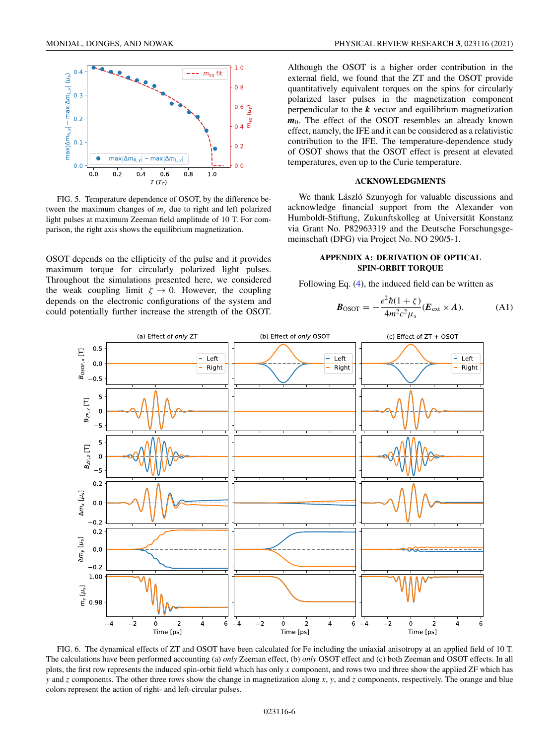FIG. 5. Temperature dependence of OSOT, by the difference between the maximum changes of $m_y$ due to right and left polarized light pulses at maximum Zeeman field amplitude of 10 T. For comparison, the right axis shows the equilibrium magnetization.

OSOT depends on the ellipticity of the pulse and it provides maximum torque for circularly polarized light pulses. Throughout the simulations presented here, we considered the weak coupling limit $\zeta \to 0$. However, the coupling depends on the electronic configurations of the system and could potentially further increase the strength of the OSOT. Although the OSOT is a higher order contribution in the external field, we found that the ZT and the OSOT provide quantitatively equivalent torques on the spins for circularly polarized laser pulses in the magnetization component perpendicular to the $\boldsymbol{k}$ vector and equilibrium magnetization $\boldsymbol{m}_0$. The effect of the OSOT resembles an already known effect, namely, the IFE and it can be considered as a relativistic contribution to the IFE. The temperature-dependence study of OSOT shows that the OSOT effect is present at elevated temperatures, even up to the Curie temperature.

## ACKNOWLEDGMENTS

We thank László Szunyogh for valuable discussions and acknowledge financial support from the Alexander von Humboldt-Stiftung, Zukunftskolleg at Universität Konstanz via Grant No. P82963319 and the Deutsche Forschungsgemeinschaft (DFG) via Project No. NO 290/5-1.

## APPENDIX A: DERIVATION OF OPTICAL SPIN-ORBIT TORQUE

Following Eq. (4), the induced field can be written as

$$\boldsymbol{B}_{\mathrm{OSOT}} = -\frac{e^2\hbar(1+\zeta)}{4m^2c^2\mu_s}(\boldsymbol{E}_{\mathrm{ext}} \times \boldsymbol{A}). \tag{A1}$$

FIG. 6. The dynamical effects of ZT and OSOT have been calculated for Fe including the uniaxial anisotropy at an applied field of 10 T. The calculations have been performed accounting (a) *only* Zeeman effect, (b) *only* OSOT effect and (c) both Zeeman and OSOT effects. In all plots, the first row represents the induced spin-orbit field which has only $x$ component, and rows two and three show the applied ZF which has $y$ and $z$ components. The other three rows show the change in magnetization along $x$, $y$, and $z$ components, respectively. The orange and blue colors represent the action of right- and left-circular pulses.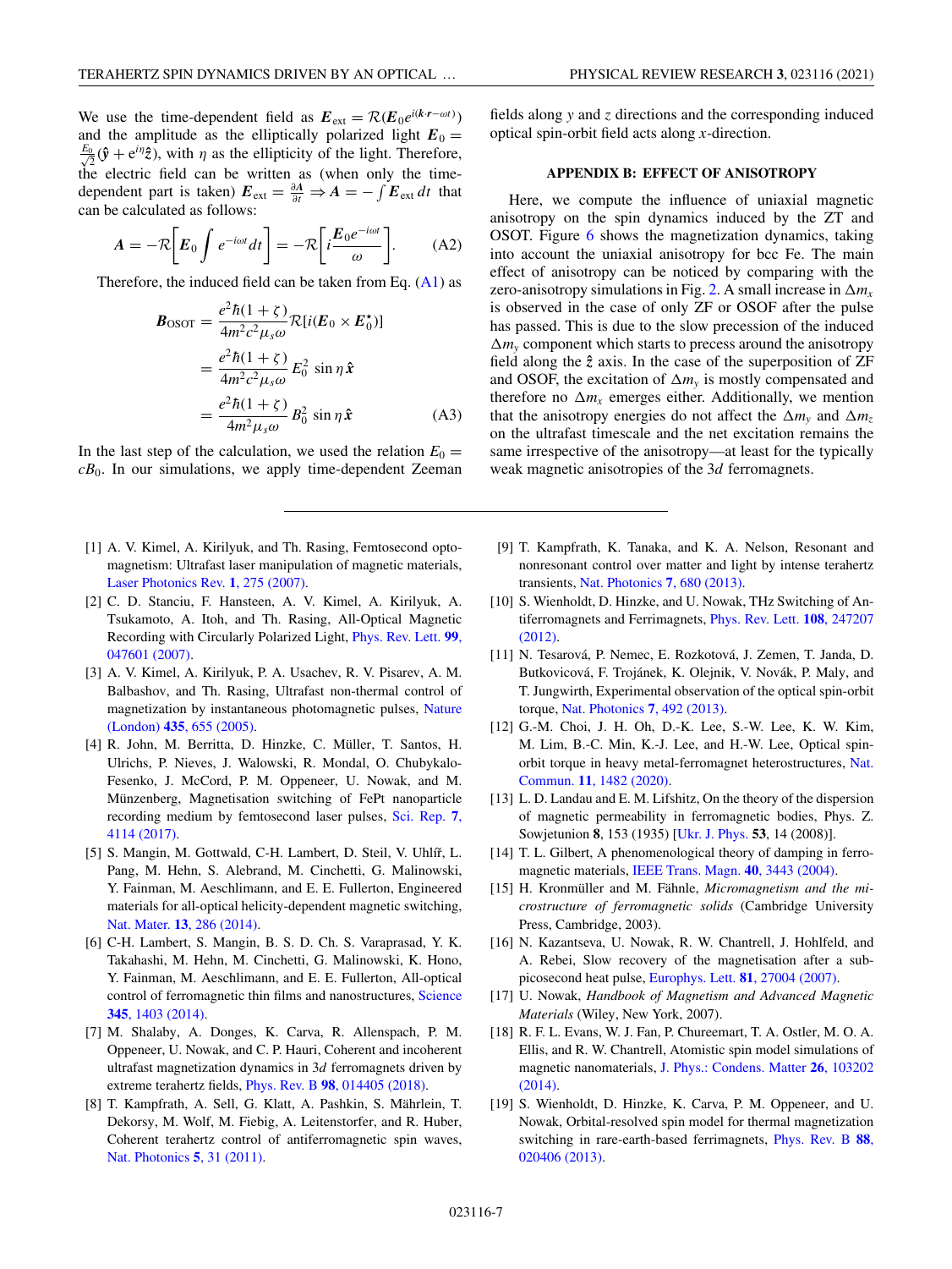We use the time-dependent field as $\boldsymbol{E}_{\text{ext}} = \mathcal{R}(\boldsymbol{E}_0 e^{i(\boldsymbol{k}\cdot\boldsymbol{r}-\omega t)})$ and the amplitude as the elliptically polarized light $\boldsymbol{E}_0 = \frac{E_0}{\sqrt{2}}(\hat{\boldsymbol{y}} + e^{i\eta}\hat{\boldsymbol{z}})$, with $\eta$ as the ellipticity of the light. Therefore, the electric field can be written as (when only the time-dependent part is taken) $\boldsymbol{E}_{\text{ext}} = \frac{\partial \boldsymbol{A}}{\partial t} \Rightarrow \boldsymbol{A} = -\int \boldsymbol{E}_{\text{ext}}\, dt$ that can be calculated as follows:

$$\boldsymbol{A} = -\mathcal{R}\left[\boldsymbol{E}_0 \int e^{-i\omega t} dt\right] = -\mathcal{R}\left[i\frac{\boldsymbol{E}_0 e^{-i\omega t}}{\omega}\right]. \tag{A2}$$

Therefore, the induced field can be taken from Eq. (A1) as

$$\begin{aligned}
\boldsymbol{B}_{\text{OSOT}} &= \frac{e^2\hbar(1+\zeta)}{4m^2c^2\mu_s\omega}\mathcal{R}[i(\boldsymbol{E}_0 \times \boldsymbol{E}_0^\star)] \\
&= \frac{e^2\hbar(1+\zeta)}{4m^2c^2\mu_s\omega}\, E_0^2 \,\sin\eta\, \hat{\boldsymbol{x}} \\
&= \frac{e^2\hbar(1+\zeta)}{4m^2\mu_s\omega}\, B_0^2 \,\sin\eta\, \hat{\boldsymbol{x}}
\end{aligned} \tag{A3}$$

In the last step of the calculation, we used the relation $E_0 = cB_0$. In our simulations, we apply time-dependent Zeeman fields along $y$ and $z$ directions and the corresponding induced optical spin-orbit field acts along $x$-direction.

## APPENDIX B: EFFECT OF ANISOTROPY

Here, we compute the influence of uniaxial magnetic anisotropy on the spin dynamics induced by the ZT and OSOT. Figure 6 shows the magnetization dynamics, taking into account the uniaxial anisotropy for bcc Fe. The main effect of anisotropy can be noticed by comparing with the zero-anisotropy simulations in Fig. 2. A small increase in $\Delta m_x$ is observed in the case of only ZF or OSOF after the pulse has passed. This is due to the slow precession of the induced $\Delta m_y$ component which starts to precess around the anisotropy field along the $\hat{z}$ axis. In the case of the superposition of ZF and OSOF, the excitation of $\Delta m_y$ is mostly compensated and therefore no $\Delta m_x$ emerges either. Additionally, we mention that the anisotropy energies do not affect the $\Delta m_y$ and $\Delta m_z$ on the ultrafast timescale and the net excitation remains the same irrespective of the anisotropy—at least for the typically weak magnetic anisotropies of the 3$d$ ferromagnets.

---

[1] A. V. Kimel, A. Kirilyuk, and Th. Rasing, Femtosecond opto-magnetism: Ultrafast laser manipulation of magnetic materials, Laser Photonics Rev. **1**, 275 (2007).

[2] C. D. Stanciu, F. Hansteen, A. V. Kimel, A. Kirilyuk, A. Tsukamoto, A. Itoh, and Th. Rasing, All-Optical Magnetic Recording with Circularly Polarized Light, Phys. Rev. Lett. **99**, 047601 (2007).

[3] A. V. Kimel, A. Kirilyuk, P. A. Usachev, R. V. Pisarev, A. M. Balbashov, and Th. Rasing, Ultrafast non-thermal control of magnetization by instantaneous photomagnetic pulses, Nature (London) **435**, 655 (2005).

[4] R. John, M. Berritta, D. Hinzke, C. Müller, T. Santos, H. Ulrichs, P. Nieves, J. Walowski, R. Mondal, O. Chubykalo-Fesenko, J. McCord, P. M. Oppeneer, U. Nowak, and M. Münzenberg, Magnetisation switching of FePt nanoparticle recording medium by femtosecond laser pulses, Sci. Rep. **7**, 4114 (2017).

[5] S. Mangin, M. Gottwald, C-H. Lambert, D. Steil, V. Uhlíř, L. Pang, M. Hehn, S. Alebrand, M. Cinchetti, G. Malinowski, Y. Fainman, M. Aeschlimann, and E. E. Fullerton, Engineered materials for all-optical helicity-dependent magnetic switching, Nat. Mater. **13**, 286 (2014).

[6] C-H. Lambert, S. Mangin, B. S. D. Ch. S. Varaprasad, Y. K. Takahashi, M. Hehn, M. Cinchetti, G. Malinowski, K. Hono, Y. Fainman, M. Aeschlimann, and E. E. Fullerton, All-optical control of ferromagnetic thin films and nanostructures, Science **345**, 1403 (2014).

[7] M. Shalaby, A. Donges, K. Carva, R. Allenspach, P. M. Oppeneer, U. Nowak, and C. P. Hauri, Coherent and incoherent ultrafast magnetization dynamics in 3$d$ ferromagnets driven by extreme terahertz fields, Phys. Rev. B **98**, 014405 (2018).

[8] T. Kampfrath, A. Sell, G. Klatt, A. Pashkin, S. Mährlein, T. Dekorsy, M. Wolf, M. Fiebig, A. Leitenstorfer, and R. Huber, Coherent terahertz control of antiferromagnetic spin waves, Nat. Photonics **5**, 31 (2011).

[9] T. Kampfrath, K. Tanaka, and K. A. Nelson, Resonant and nonresonant control over matter and light by intense terahertz transients, Nat. Photonics **7**, 680 (2013).

[10] S. Wienholdt, D. Hinzke, and U. Nowak, THz Switching of Antiferromagnets and Ferrimagnets, Phys. Rev. Lett. **108**, 247207 (2012).

[11] N. Tesarová, P. Nemec, E. Rozkotová, J. Zemen, T. Janda, D. Butkovicová, F. Trojánek, K. Olejnik, V. Novák, P. Maly, and T. Jungwirth, Experimental observation of the optical spin-orbit torque, Nat. Photonics **7**, 492 (2013).

[12] G.-M. Choi, J. H. Oh, D.-K. Lee, S.-W. Lee, K. W. Kim, M. Lim, B.-C. Min, K.-J. Lee, and H.-W. Lee, Optical spin-orbit torque in heavy metal-ferromagnet heterostructures, Nat. Commun. **11**, 1482 (2020).

[13] L. D. Landau and E. M. Lifshitz, On the theory of the dispersion of magnetic permeability in ferromagnetic bodies, Phys. Z. Sowjetunion **8**, 153 (1935) [Ukr. J. Phys. **53**, 14 (2008)].

[14] T. L. Gilbert, A phenomenological theory of damping in ferromagnetic materials, IEEE Trans. Magn. **40**, 3443 (2004).

[15] H. Kronmüller and M. Fähnle, *Micromagnetism and the microstructure of ferromagnetic solids* (Cambridge University Press, Cambridge, 2003).

[16] N. Kazantseva, U. Nowak, R. W. Chantrell, J. Hohlfeld, and A. Rebei, Slow recovery of the magnetisation after a sub-picosecond heat pulse, Europhys. Lett. **81**, 27004 (2007).

[17] U. Nowak, *Handbook of Magnetism and Advanced Magnetic Materials* (Wiley, New York, 2007).

[18] R. F. L. Evans, W. J. Fan, P. Chureemart, T. A. Ostler, M. O. A. Ellis, and R. W. Chantrell, Atomistic spin model simulations of magnetic nanomaterials, J. Phys.: Condens. Matter **26**, 103202 (2014).

[19] S. Wienholdt, D. Hinzke, K. Carva, P. M. Oppeneer, and U. Nowak, Orbital-resolved spin model for thermal magnetization switching in rare-earth-based ferrimagnets, Phys. Rev. B **88**, 020406 (2013).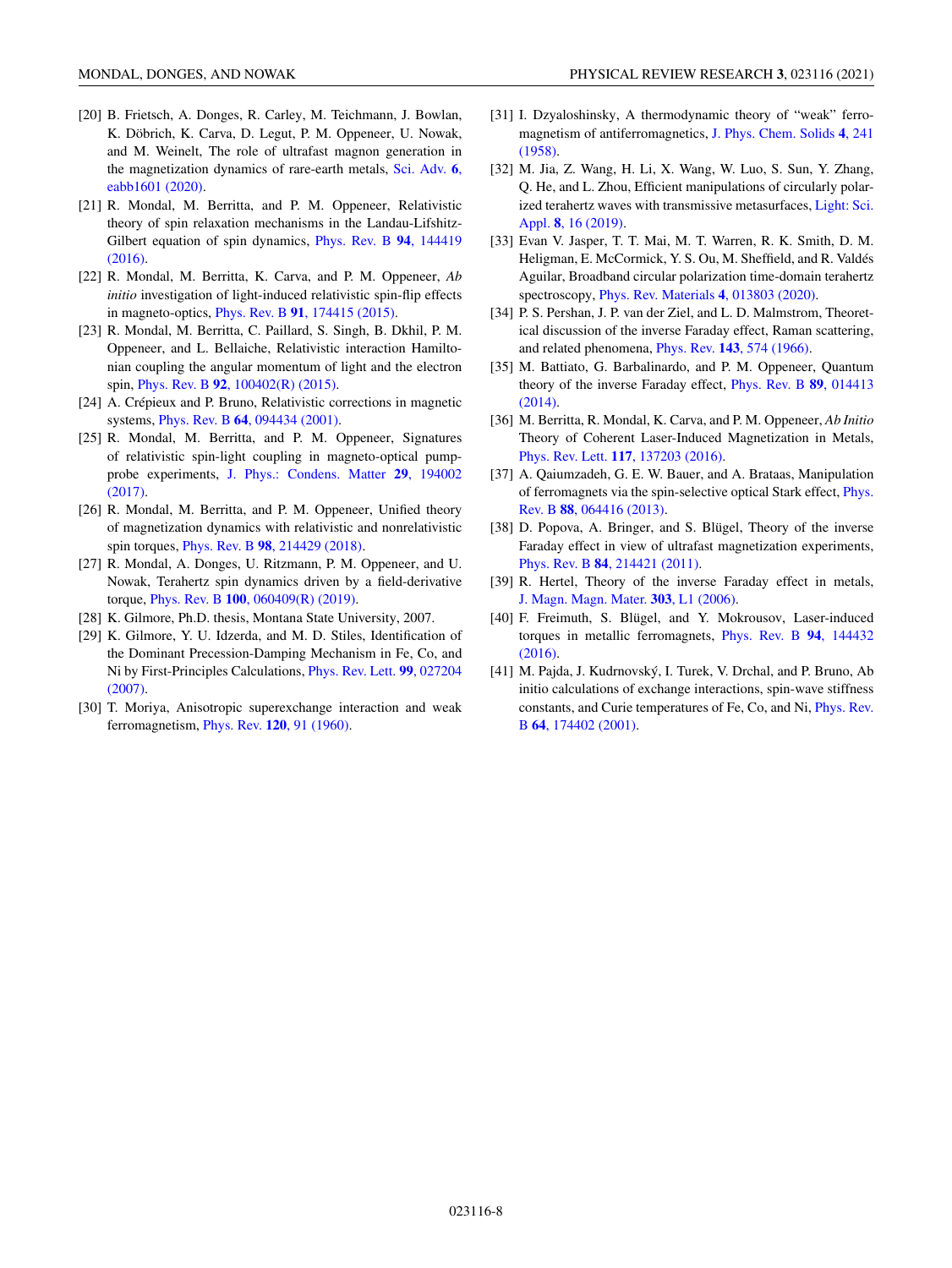[20] B. Frietsch, A. Donges, R. Carley, M. Teichmann, J. Bowlan, K. Döbrich, K. Carva, D. Legut, P. M. Oppeneer, U. Nowak, and M. Weinelt, The role of ultrafast magnon generation in the magnetization dynamics of rare-earth metals, Sci. Adv. **6**, eabb1601 (2020).

[21] R. Mondal, M. Berritta, and P. M. Oppeneer, Relativistic theory of spin relaxation mechanisms in the Landau-Lifshitz-Gilbert equation of spin dynamics, Phys. Rev. B **94**, 144419 (2016).

[22] R. Mondal, M. Berritta, K. Carva, and P. M. Oppeneer, *Ab initio* investigation of light-induced relativistic spin-flip effects in magneto-optics, Phys. Rev. B **91**, 174415 (2015).

[23] R. Mondal, M. Berritta, C. Paillard, S. Singh, B. Dkhil, P. M. Oppeneer, and L. Bellaiche, Relativistic interaction Hamiltonian coupling the angular momentum of light and the electron spin, Phys. Rev. B **92**, 100402(R) (2015).

[24] A. Crépieux and P. Bruno, Relativistic corrections in magnetic systems, Phys. Rev. B **64**, 094434 (2001).

[25] R. Mondal, M. Berritta, and P. M. Oppeneer, Signatures of relativistic spin-light coupling in magneto-optical pump-probe experiments, J. Phys.: Condens. Matter **29**, 194002 (2017).

[26] R. Mondal, M. Berritta, and P. M. Oppeneer, Unified theory of magnetization dynamics with relativistic and nonrelativistic spin torques, Phys. Rev. B **98**, 214429 (2018).

[27] R. Mondal, A. Donges, U. Ritzmann, P. M. Oppeneer, and U. Nowak, Terahertz spin dynamics driven by a field-derivative torque, Phys. Rev. B **100**, 060409(R) (2019).

[28] K. Gilmore, Ph.D. thesis, Montana State University, 2007.

[29] K. Gilmore, Y. U. Idzerda, and M. D. Stiles, Identification of the Dominant Precession-Damping Mechanism in Fe, Co, and Ni by First-Principles Calculations, Phys. Rev. Lett. **99**, 027204 (2007).

[30] T. Moriya, Anisotropic superexchange interaction and weak ferromagnetism, Phys. Rev. **120**, 91 (1960).

[31] I. Dzyaloshinsky, A thermodynamic theory of "weak" ferromagnetism of antiferromagnetics, J. Phys. Chem. Solids **4**, 241 (1958).

[32] M. Jia, Z. Wang, H. Li, X. Wang, W. Luo, S. Sun, Y. Zhang, Q. He, and L. Zhou, Efficient manipulations of circularly polarized terahertz waves with transmissive metasurfaces, Light: Sci. Appl. **8**, 16 (2019).

[33] Evan V. Jasper, T. T. Mai, M. T. Warren, R. K. Smith, D. M. Heligman, E. McCormick, Y. S. Ou, M. Sheffield, and R. Valdés Aguilar, Broadband circular polarization time-domain terahertz spectroscopy, Phys. Rev. Materials **4**, 013803 (2020).

[34] P. S. Pershan, J. P. van der Ziel, and L. D. Malmstrom, Theoretical discussion of the inverse Faraday effect, Raman scattering, and related phenomena, Phys. Rev. **143**, 574 (1966).

[35] M. Battiato, G. Barbalinardo, and P. M. Oppeneer, Quantum theory of the inverse Faraday effect, Phys. Rev. B **89**, 014413 (2014).

[36] M. Berritta, R. Mondal, K. Carva, and P. M. Oppeneer, *Ab Initio* Theory of Coherent Laser-Induced Magnetization in Metals, Phys. Rev. Lett. **117**, 137203 (2016).

[37] A. Qaiumzadeh, G. E. W. Bauer, and A. Brataas, Manipulation of ferromagnets via the spin-selective optical Stark effect, Phys. Rev. B **88**, 064416 (2013).

[38] D. Popova, A. Bringer, and S. Blügel, Theory of the inverse Faraday effect in view of ultrafast magnetization experiments, Phys. Rev. B **84**, 214421 (2011).

[39] R. Hertel, Theory of the inverse Faraday effect in metals, J. Magn. Magn. Mater. **303**, L1 (2006).

[40] F. Freimuth, S. Blügel, and Y. Mokrousov, Laser-induced torques in metallic ferromagnets, Phys. Rev. B **94**, 144432 (2016).

[41] M. Pajda, J. Kudrnovský, I. Turek, V. Drchal, and P. Bruno, Ab initio calculations of exchange interactions, spin-wave stiffness constants, and Curie temperatures of Fe, Co, and Ni, Phys. Rev. B **64**, 174402 (2001).